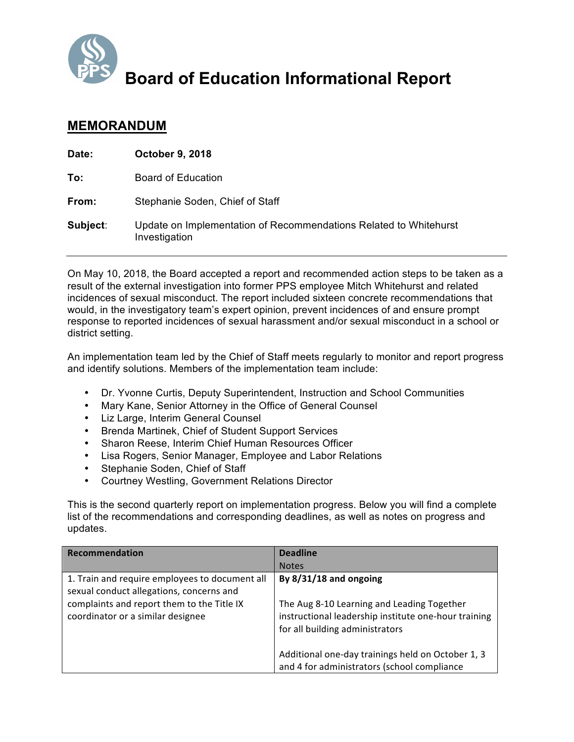# Board of Education Informational Report

## MEMORANDUM

**Date:** **October 9, 2018**

**To:** Board of Education

**From:** Stephanie Soden, Chief of Staff

**Subject:** Update on Implementation of Recommendations Related to Whitehurst Investigation

---

On May 10, 2018, the Board accepted a report and recommended action steps to be taken as a result of the external investigation into former PPS employee Mitch Whitehurst and related incidences of sexual misconduct. The report included sixteen concrete recommendations that would, in the investigatory team's expert opinion, prevent incidences of and ensure prompt response to reported incidences of sexual harassment and/or sexual misconduct in a school or district setting.

An implementation team led by the Chief of Staff meets regularly to monitor and report progress and identify solutions. Members of the implementation team include:

- Dr. Yvonne Curtis, Deputy Superintendent, Instruction and School Communities
- Mary Kane, Senior Attorney in the Office of General Counsel
- Liz Large, Interim General Counsel
- Brenda Martinek, Chief of Student Support Services
- Sharon Reese, Interim Chief Human Resources Officer
- Lisa Rogers, Senior Manager, Employee and Labor Relations
- Stephanie Soden, Chief of Staff
- Courtney Westling, Government Relations Director

This is the second quarterly report on implementation progress. Below you will find a complete list of the recommendations and corresponding deadlines, as well as notes on progress and updates.

| Recommendation | Deadline<br>Notes |
| --- | --- |
| 1. Train and require employees to document all sexual conduct allegations, concerns and complaints and report them to the Title IX coordinator or a similar designee | **By 8/31/18 and ongoing**<br><br>The Aug 8-10 Learning and Leading Together instructional leadership institute one-hour training for all building administrators<br><br>Additional one-day trainings held on October 1, 3 and 4 for administrators (school compliance |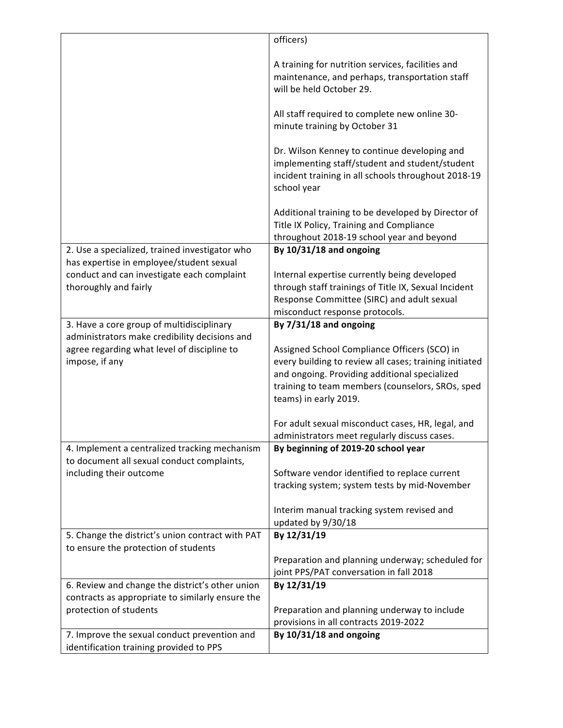| | |
|---|---|
| | officers)<br><br>A training for nutrition services, facilities and maintenance, and perhaps, transportation staff will be held October 29.<br><br>All staff required to complete new online 30-minute training by October 31<br><br>Dr. Wilson Kenney to continue developing and implementing staff/student and student/student incident training in all schools throughout 2018-19 school year<br><br>Additional training to be developed by Director of Title IX Policy, Training and Compliance throughout 2018-19 school year and beyond |
| 2. Use a specialized, trained investigator who has expertise in employee/student sexual conduct and can investigate each complaint thoroughly and fairly | **By 10/31/18 and ongoing**<br><br>Internal expertise currently being developed through staff trainings of Title IX, Sexual Incident Response Committee (SIRC) and adult sexual misconduct response protocols. |
| 3. Have a core group of multidisciplinary administrators make credibility decisions and agree regarding what level of discipline to impose, if any | **By 7/31/18 and ongoing**<br><br>Assigned School Compliance Officers (SCO) in every building to review all cases; training initiated and ongoing. Providing additional specialized training to team members (counselors, SROs, sped teams) in early 2019.<br><br>For adult sexual misconduct cases, HR, legal, and administrators meet regularly discuss cases. |
| 4. Implement a centralized tracking mechanism to document all sexual conduct complaints, including their outcome | **By beginning of 2019-20 school year**<br><br>Software vendor identified to replace current tracking system; system tests by mid-November<br><br>Interim manual tracking system revised and updated by 9/30/18 |
| 5. Change the district's union contract with PAT to ensure the protection of students | **By 12/31/19**<br><br>Preparation and planning underway; scheduled for joint PPS/PAT conversation in fall 2018 |
| 6. Review and change the district's other union contracts as appropriate to similarly ensure the protection of students | **By 12/31/19**<br><br>Preparation and planning underway to include provisions in all contracts 2019-2022 |
| 7. Improve the sexual conduct prevention and identification training provided to PPS | **By 10/31/18 and ongoing** |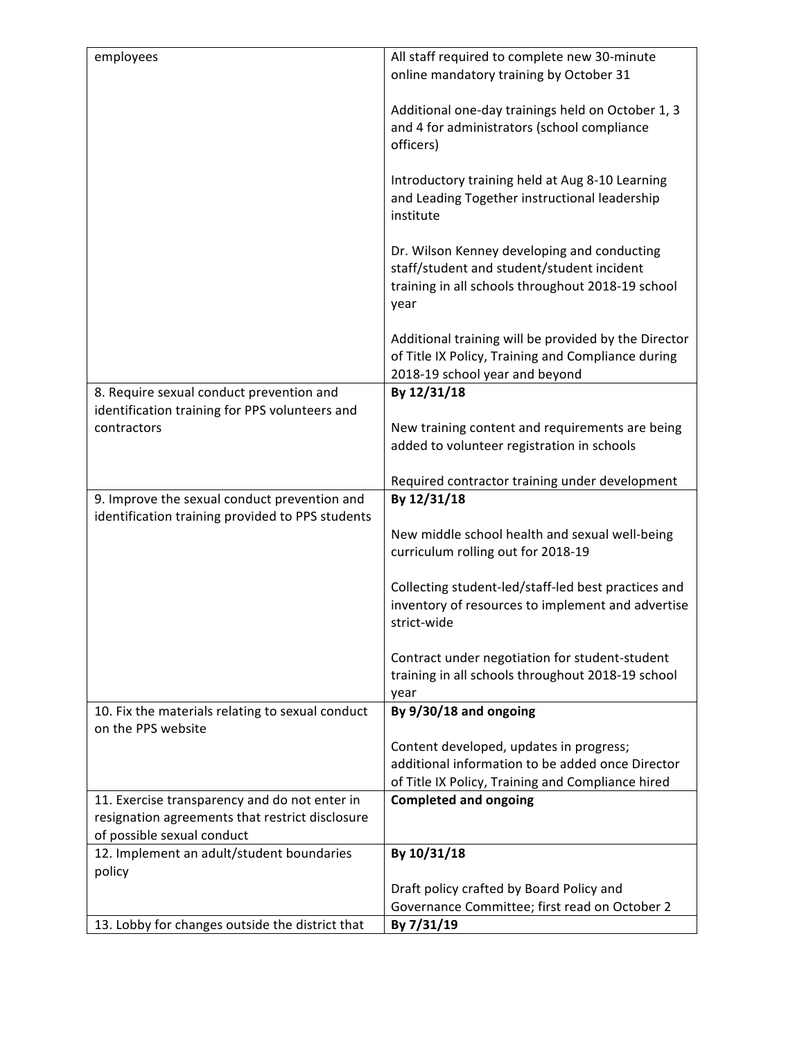| | |
|---|---|
| employees | All staff required to complete new 30-minute online mandatory training by October 31<br><br>Additional one-day trainings held on October 1, 3 and 4 for administrators (school compliance officers)<br><br>Introductory training held at Aug 8-10 Learning and Leading Together instructional leadership institute<br><br>Dr. Wilson Kenney developing and conducting staff/student and student/student incident training in all schools throughout 2018-19 school year<br><br>Additional training will be provided by the Director of Title IX Policy, Training and Compliance during 2018-19 school year and beyond |
| 8. Require sexual conduct prevention and identification training for PPS volunteers and contractors | **By 12/31/18**<br><br>New training content and requirements are being added to volunteer registration in schools<br><br>Required contractor training under development |
| 9. Improve the sexual conduct prevention and identification training provided to PPS students | **By 12/31/18**<br><br>New middle school health and sexual well-being curriculum rolling out for 2018-19<br><br>Collecting student-led/staff-led best practices and inventory of resources to implement and advertise strict-wide<br><br>Contract under negotiation for student-student training in all schools throughout 2018-19 school year |
| 10. Fix the materials relating to sexual conduct on the PPS website | **By 9/30/18 and ongoing**<br><br>Content developed, updates in progress; additional information to be added once Director of Title IX Policy, Training and Compliance hired |
| 11. Exercise transparency and do not enter in resignation agreements that restrict disclosure of possible sexual conduct | **Completed and ongoing** |
| 12. Implement an adult/student boundaries policy | **By 10/31/18**<br><br>Draft policy crafted by Board Policy and Governance Committee; first read on October 2 |
| 13. Lobby for changes outside the district that | **By 7/31/19** |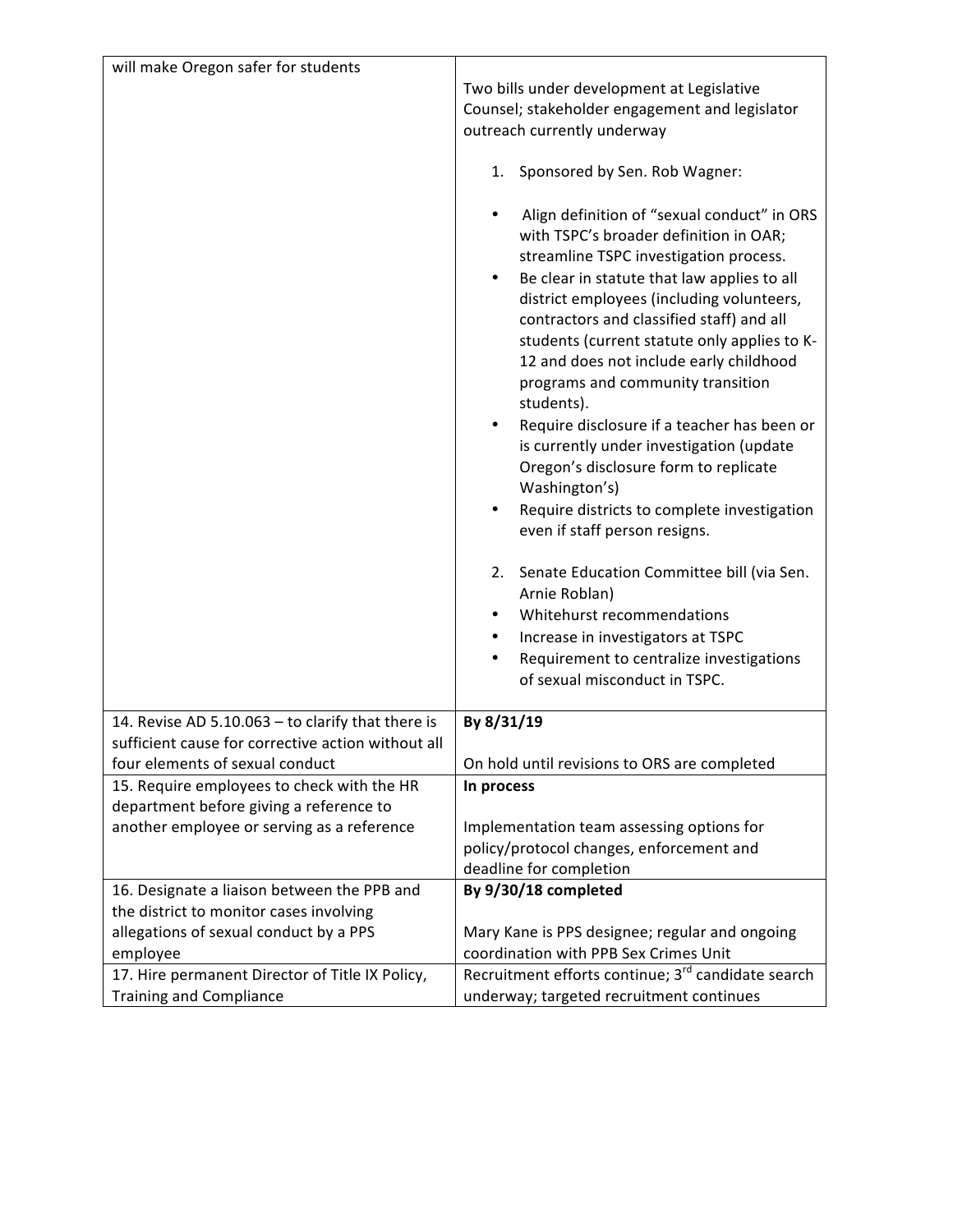| | |
|---|---|
| will make Oregon safer for students | Two bills under development at Legislative Counsel; stakeholder engagement and legislator outreach currently underway<br><br>1. Sponsored by Sen. Rob Wagner:<br><br>• Align definition of "sexual conduct" in ORS with TSPC's broader definition in OAR; streamline TSPC investigation process.<br>• Be clear in statute that law applies to all district employees (including volunteers, contractors and classified staff) and all students (current statute only applies to K-12 and does not include early childhood programs and community transition students).<br>• Require disclosure if a teacher has been or is currently under investigation (update Oregon's disclosure form to replicate Washington's)<br>• Require districts to complete investigation even if staff person resigns.<br><br>2. Senate Education Committee bill (via Sen. Arnie Roblan)<br>• Whitehurst recommendations<br>• Increase in investigators at TSPC<br>• Requirement to centralize investigations of sexual misconduct in TSPC. |
| 14. Revise AD 5.10.063 – to clarify that there is sufficient cause for corrective action without all four elements of sexual conduct | **By 8/31/19**<br><br>On hold until revisions to ORS are completed |
| 15. Require employees to check with the HR department before giving a reference to another employee or serving as a reference | **In process**<br><br>Implementation team assessing options for policy/protocol changes, enforcement and deadline for completion |
| 16. Designate a liaison between the PPB and the district to monitor cases involving allegations of sexual conduct by a PPS employee | **By 9/30/18 completed**<br><br>Mary Kane is PPS designee; regular and ongoing coordination with PPB Sex Crimes Unit |
| 17. Hire permanent Director of Title IX Policy, Training and Compliance | Recruitment efforts continue; 3rd candidate search underway; targeted recruitment continues |